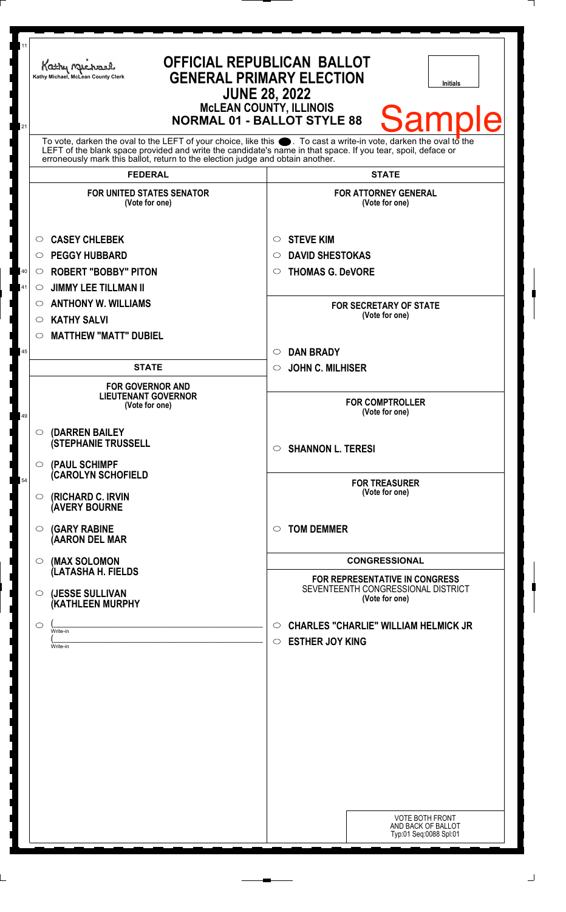Kathy Michael, McLean County Clerk

# OFFICIAL REPUBLICAN BALLOT
## GENERAL PRIMARY ELECTION
### JUNE 28, 2022
### McLEAN COUNTY, ILLINOIS
### NORMAL 01 - BALLOT STYLE 88

Initials

Sample

To vote, darken the oval to the LEFT of your choice, like this ●. To cast a write-in vote, darken the oval to the LEFT of the blank space provided and write the candidate's name in that space. If you tear, spoil, deface or erroneously mark this ballot, return to the election judge and obtain another.

## FEDERAL

**FOR UNITED STATES SENATOR**
(Vote for one)

- ○ CASEY CHLEBEK
- ○ PEGGY HUBBARD
- ○ ROBERT "BOBBY" PITON
- ○ JIMMY LEE TILLMAN II
- ○ ANTHONY W. WILLIAMS
- ○ KATHY SALVI
- ○ MATTHEW "MATT" DUBIEL

## STATE

**FOR GOVERNOR AND LIEUTENANT GOVERNOR**
(Vote for one)

- ○ (DARREN BAILEY (STEPHANIE TRUSSELL
- ○ (PAUL SCHIMPF (CAROLYN SCHOFIELD
- ○ (RICHARD C. IRVIN (AVERY BOURNE
- ○ (GARY RABINE (AARON DEL MAR
- ○ (MAX SOLOMON (LATASHA H. FIELDS
- ○ (JESSE SULLIVAN (KATHLEEN MURPHY
- ○ ( ____________ Write-in
  ( ____________ Write-in

## STATE

**FOR ATTORNEY GENERAL**
(Vote for one)

- ○ STEVE KIM
- ○ DAVID SHESTOKAS
- ○ THOMAS G. DeVORE

**FOR SECRETARY OF STATE**
(Vote for one)

- ○ DAN BRADY
- ○ JOHN C. MILHISER

**FOR COMPTROLLER**
(Vote for one)

- ○ SHANNON L. TERESI

**FOR TREASURER**
(Vote for one)

- ○ TOM DEMMER

## CONGRESSIONAL

**FOR REPRESENTATIVE IN CONGRESS**
SEVENTEENTH CONGRESSIONAL DISTRICT
(Vote for one)

- ○ CHARLES "CHARLIE" WILLIAM HELMICK JR
- ○ ESTHER JOY KING

VOTE BOTH FRONT AND BACK OF BALLOT
Typ:01 Seq:0088 Spl:01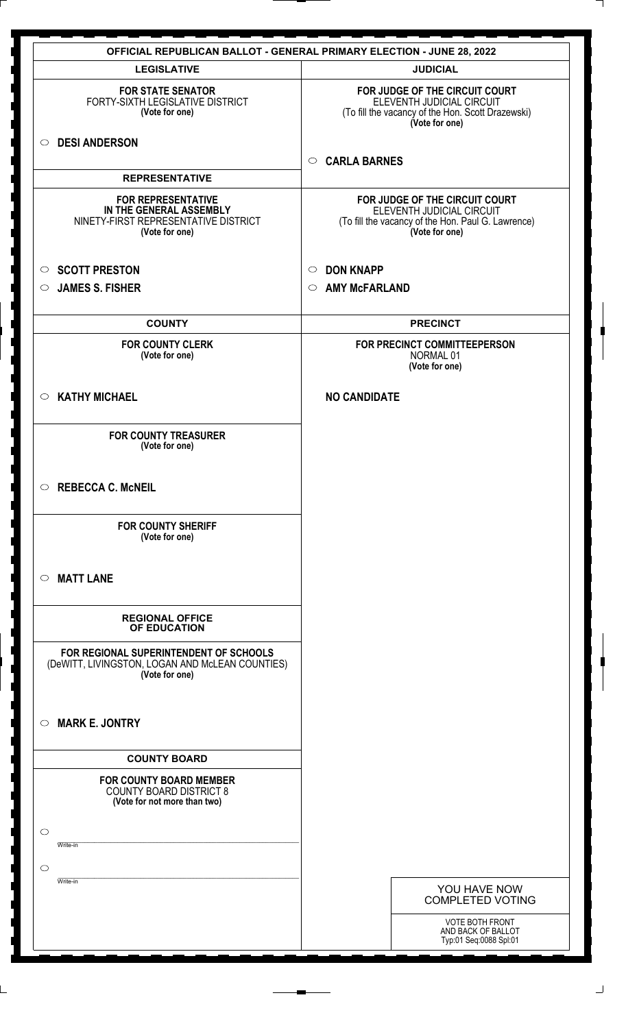# OFFICIAL REPUBLICAN BALLOT - GENERAL PRIMARY ELECTION - JUNE 28, 2022

## LEGISLATIVE

**FOR STATE SENATOR**
FORTY-SIXTH LEGISLATIVE DISTRICT
**(Vote for one)**

○ **DESI ANDERSON**

## REPRESENTATIVE

**FOR REPRESENTATIVE IN THE GENERAL ASSEMBLY**
NINETY-FIRST REPRESENTATIVE DISTRICT
**(Vote for one)**

○ **SCOTT PRESTON**
○ **JAMES S. FISHER**

## COUNTY

**FOR COUNTY CLERK**
**(Vote for one)**

○ **KATHY MICHAEL**

**FOR COUNTY TREASURER**
**(Vote for one)**

○ **REBECCA C. McNEIL**

**FOR COUNTY SHERIFF**
**(Vote for one)**

○ **MATT LANE**

## REGIONAL OFFICE OF EDUCATION

**FOR REGIONAL SUPERINTENDENT OF SCHOOLS**
(DeWITT, LIVINGSTON, LOGAN AND McLEAN COUNTIES)
**(Vote for one)**

○ **MARK E. JONTRY**

## COUNTY BOARD

**FOR COUNTY BOARD MEMBER**
COUNTY BOARD DISTRICT 8
**(Vote for not more than two)**

○ ______________________
Write-in

○ ______________________
Write-in

## JUDICIAL

**FOR JUDGE OF THE CIRCUIT COURT**
ELEVENTH JUDICIAL CIRCUIT
(To fill the vacancy of the Hon. Scott Drazewski)
**(Vote for one)**

○ **CARLA BARNES**

**FOR JUDGE OF THE CIRCUIT COURT**
ELEVENTH JUDICIAL CIRCUIT
(To fill the vacancy of the Hon. Paul G. Lawrence)
**(Vote for one)**

○ **DON KNAPP**
○ **AMY McFARLAND**

## PRECINCT

**FOR PRECINCT COMMITTEEPERSON**
NORMAL 01
**(Vote for one)**

**NO CANDIDATE**

YOU HAVE NOW COMPLETED VOTING

VOTE BOTH FRONT AND BACK OF BALLOT
Typ:01 Seq:0088 Spl:01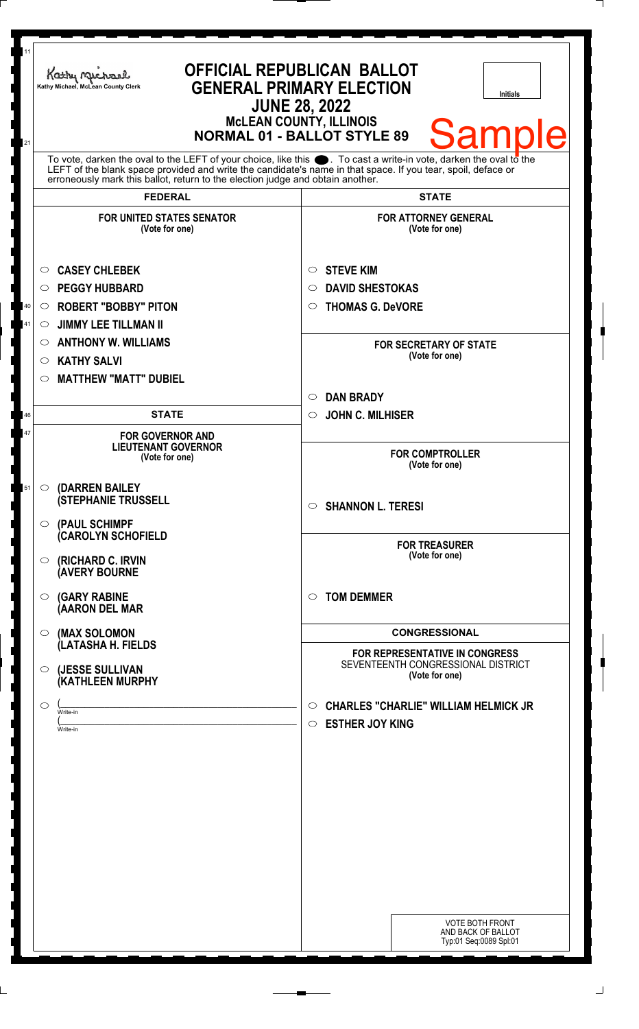Kathy Michael, McLean County Clerk

# OFFICIAL REPUBLICAN BALLOT
## GENERAL PRIMARY ELECTION
## JUNE 28, 2022
### McLEAN COUNTY, ILLINOIS
### NORMAL 01 - BALLOT STYLE 89

Initials

Sample

To vote, darken the oval to the LEFT of your choice, like this ●. To cast a write-in vote, darken the oval to the LEFT of the blank space provided and write the candidate's name in that space. If you tear, spoil, deface or erroneously mark this ballot, return to the election judge and obtain another.

## FEDERAL

**FOR UNITED STATES SENATOR**
(Vote for one)

- ○ **CASEY CHLEBEK**
- ○ **PEGGY HUBBARD**
- ○ **ROBERT "BOBBY" PITON**
- ○ **JIMMY LEE TILLMAN II**
- ○ **ANTHONY W. WILLIAMS**
- ○ **KATHY SALVI**
- ○ **MATTHEW "MATT" DUBIEL**

## STATE

**FOR GOVERNOR AND LIEUTENANT GOVERNOR**
(Vote for one)

- ○ **(DARREN BAILEY (STEPHANIE TRUSSELL**
- ○ **(PAUL SCHIMPF (CAROLYN SCHOFIELD**
- ○ **(RICHARD C. IRVIN (AVERY BOURNE**
- ○ **(GARY RABINE (AARON DEL MAR**
- ○ **(MAX SOLOMON (LATASHA H. FIELDS**
- ○ **(JESSE SULLIVAN (KATHLEEN MURPHY**
- ○ (\_\_\_\_\_\_\_\_\_\_\_\_ Write-in (\_\_\_\_\_\_\_\_\_\_\_\_ Write-in

## STATE

**FOR ATTORNEY GENERAL**
(Vote for one)

- ○ **STEVE KIM**
- ○ **DAVID SHESTOKAS**
- ○ **THOMAS G. DeVORE**

**FOR SECRETARY OF STATE**
(Vote for one)

- ○ **DAN BRADY**
- ○ **JOHN C. MILHISER**

**FOR COMPTROLLER**
(Vote for one)

- ○ **SHANNON L. TERESI**

**FOR TREASURER**
(Vote for one)

- ○ **TOM DEMMER**

## CONGRESSIONAL

**FOR REPRESENTATIVE IN CONGRESS**
SEVENTEENTH CONGRESSIONAL DISTRICT
(Vote for one)

- ○ **CHARLES "CHARLIE" WILLIAM HELMICK JR**
- ○ **ESTHER JOY KING**

VOTE BOTH FRONT AND BACK OF BALLOT
Typ:01 Seq:0089 Spl:01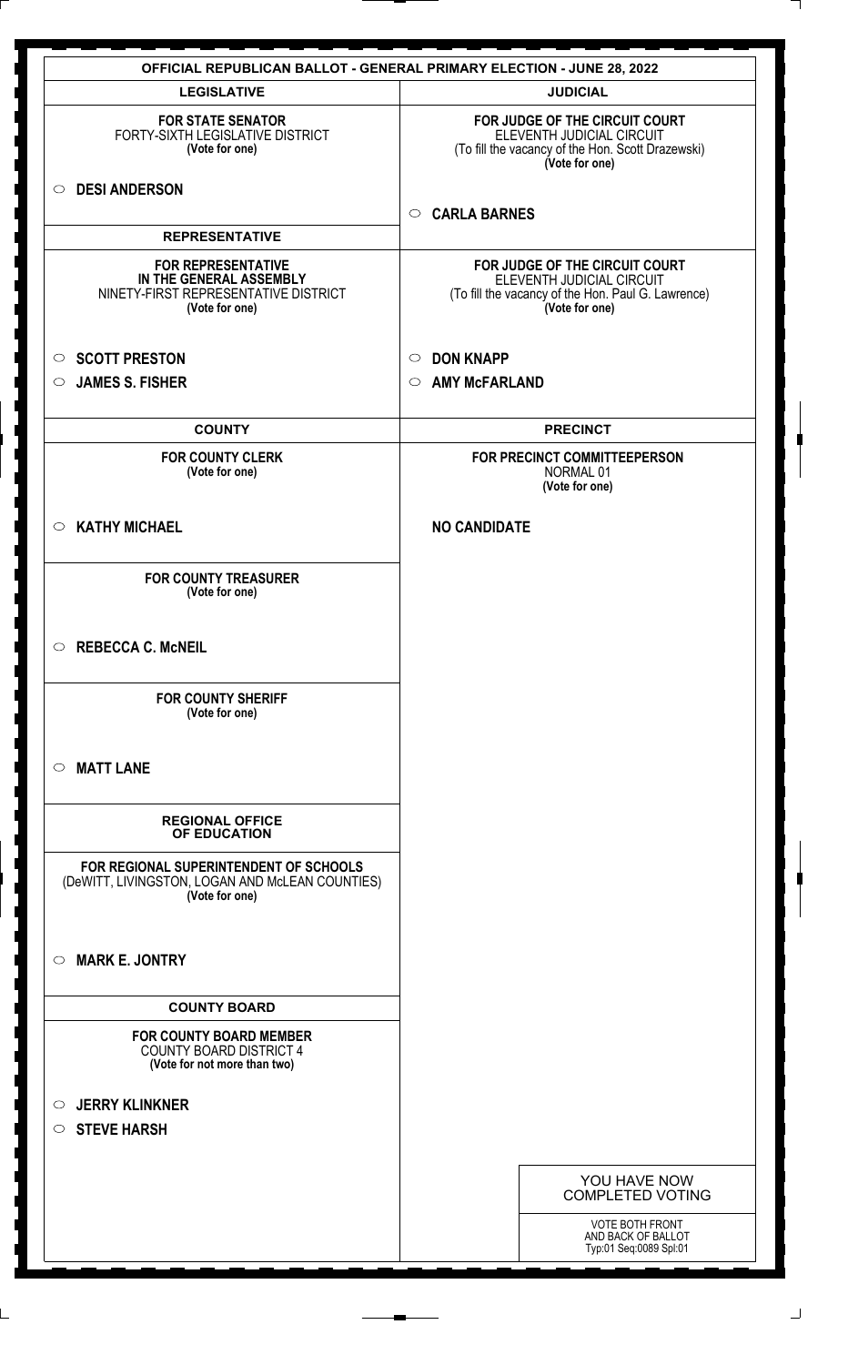# OFFICIAL REPUBLICAN BALLOT - GENERAL PRIMARY ELECTION - JUNE 28, 2022

## LEGISLATIVE

**FOR STATE SENATOR**
FORTY-SIXTH LEGISLATIVE DISTRICT
**(Vote for one)**

- **DESI ANDERSON**

## REPRESENTATIVE

**FOR REPRESENTATIVE IN THE GENERAL ASSEMBLY**
NINETY-FIRST REPRESENTATIVE DISTRICT
**(Vote for one)**

- **SCOTT PRESTON**
- **JAMES S. FISHER**

## COUNTY

**FOR COUNTY CLERK**
**(Vote for one)**

- **KATHY MICHAEL**

**FOR COUNTY TREASURER**
**(Vote for one)**

- **REBECCA C. McNEIL**

**FOR COUNTY SHERIFF**
**(Vote for one)**

- **MATT LANE**

## REGIONAL OFFICE OF EDUCATION

**FOR REGIONAL SUPERINTENDENT OF SCHOOLS**
(DeWITT, LIVINGSTON, LOGAN AND McLEAN COUNTIES)
**(Vote for one)**

- **MARK E. JONTRY**

## COUNTY BOARD

**FOR COUNTY BOARD MEMBER**
COUNTY BOARD DISTRICT 4
**(Vote for not more than two)**

- **JERRY KLINKNER**
- **STEVE HARSH**

## JUDICIAL

**FOR JUDGE OF THE CIRCUIT COURT**
ELEVENTH JUDICIAL CIRCUIT
(To fill the vacancy of the Hon. Scott Drazewski)
**(Vote for one)**

- **CARLA BARNES**

**FOR JUDGE OF THE CIRCUIT COURT**
ELEVENTH JUDICIAL CIRCUIT
(To fill the vacancy of the Hon. Paul G. Lawrence)
**(Vote for one)**

- **DON KNAPP**
- **AMY McFARLAND**

## PRECINCT

**FOR PRECINCT COMMITTEEPERSON**
NORMAL 01
**(Vote for one)**

**NO CANDIDATE**

YOU HAVE NOW COMPLETED VOTING

VOTE BOTH FRONT AND BACK OF BALLOT
Typ:01 Seq:0089 Spl:01